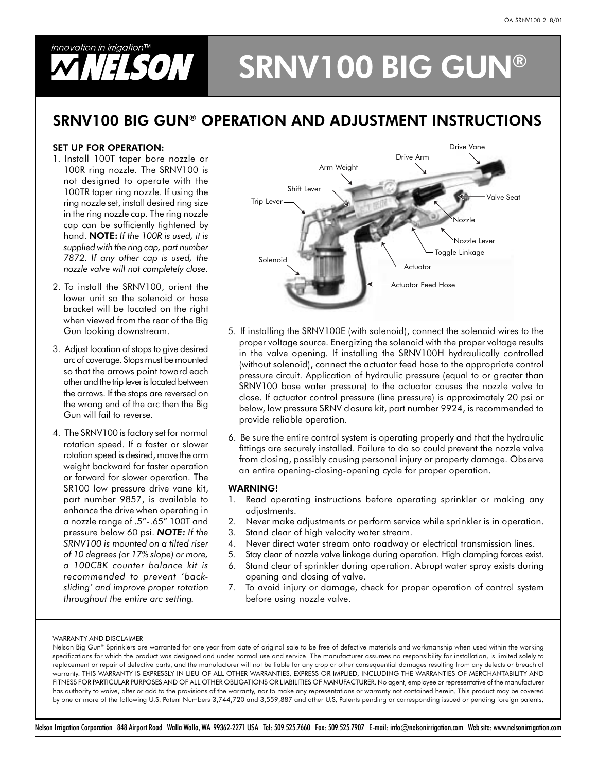OA-SRNV100-2 8/01

innovation in irrigation™ NELSON

# SRNV100 BIG GUN®

## SRNV100 BIG GUN® OPERATION AND ADJUSTMENT INSTRUCTIONS

### SET UP FOR OPERATION:

1. Install 100T taper bore nozzle or 100R ring nozzle. The SRNV100 is not designed to operate with the 100TR taper ring nozzle. If using the ring nozzle set, install desired ring size in the ring nozzle cap. The ring nozzle cap can be sufficiently tightened by hand. **NOTE:** *If the 100R is used, it is supplied with the ring cap, part number 7872. If any other cap is used, the nozzle valve will not completely close.*

2. To install the SRNV100, orient the lower unit so the solenoid or hose bracket will be located on the right when viewed from the rear of the Big Gun looking downstream.

3. Adjust location of stops to give desired arc of coverage. Stops must be mounted so that the arrows point toward each other and the trip lever is located between the arrows. If the stops are reversed on the wrong end of the arc then the Big Gun will fail to reverse.

4. The SRNV100 is factory set for normal rotation speed. If a faster or slower rotation speed is desired, move the arm weight backward for faster operation or forward for slower operation. The SR100 low pressure drive vane kit, part number 9857, is available to enhance the drive when operating in a nozzle range of .5"-.65" 100T and pressure below 60 psi. ***NOTE:*** *If the SRNV100 is mounted on a tilted riser of 10 degrees (or 17% slope) or more, a 100CBK counter balance kit is recommended to prevent 'back-sliding' and improve proper rotation throughout the entire arc setting.*

Drive Vane, Drive Arm, Arm Weight, Shift Lever, Trip Lever, Valve Seat, Nozzle, Nozzle Lever, Toggle Linkage, Solenoid, Actuator, Actuator Feed Hose

5. If installing the SRNV100E (with solenoid), connect the solenoid wires to the proper voltage source. Energizing the solenoid with the proper voltage results in the valve opening. If installing the SRNV100H hydraulically controlled (without solenoid), connect the actuator feed hose to the appropriate control pressure circuit. Application of hydraulic pressure (equal to or greater than SRNV100 base water pressure) to the actuator causes the nozzle valve to close. If actuator control pressure (line pressure) is approximately 20 psi or below, low pressure SRNV closure kit, part number 9924, is recommended to provide reliable operation.

6. Be sure the entire control system is operating properly and that the hydraulic fittings are securely installed. Failure to do so could prevent the nozzle valve from closing, possibly causing personal injury or property damage. Observe an entire opening-closing-opening cycle for proper operation.

### WARNING!

1. Read operating instructions before operating sprinkler or making any adjustments.
2. Never make adjustments or perform service while sprinkler is in operation.
3. Stand clear of high velocity water stream.
4. Never direct water stream onto roadway or electrical transmission lines.
5. Stay clear of nozzle valve linkage during operation. High clamping forces exist.
6. Stand clear of sprinkler during operation. Abrupt water spray exists during opening and closing of valve.
7. To avoid injury or damage, check for proper operation of control system before using nozzle valve.

WARRANTY AND DISCLAIMER

Nelson Big Gun® Sprinklers are warranted for one year from date of original sale to be free of defective materials and workmanship when used within the working specifications for which the product was designed and under normal use and service. The manufacturer assumes no responsibility for installation, is limited solely to replacement or repair of defective parts, and the manufacturer will not be liable for any crop or other consequential damages resulting from any defects or breach of warranty. THIS WARRANTY IS EXPRESSLY IN LIEU OF ALL OTHER WARRANTIES, EXPRESS OR IMPLIED, INCLUDING THE WARRANTIES OF MERCHANTABILITY AND FITNESS FOR PARTICULAR PURPOSES AND OF ALL OTHER OBLIGATIONS OR LIABILITIES OF MANUFACTURER. No agent, employee or representative of the manufacturer has authority to waive, alter or add to the provisions of the warranty, nor to make any representations or warranty not contained herein. This product may be covered by one or more of the following U.S. Patent Numbers 3,744,720 and 3,559,887 and other U.S. Patents pending or corresponding issued or pending foreign patents.

Nelson Irrigation Corporation 848 Airport Road Walla Walla, WA 99362-2271 USA Tel: 509.525.7660 Fax: 509.525.7907 E-mail: info@nelsonirrigation.com Web site: www.nelsonirrigation.com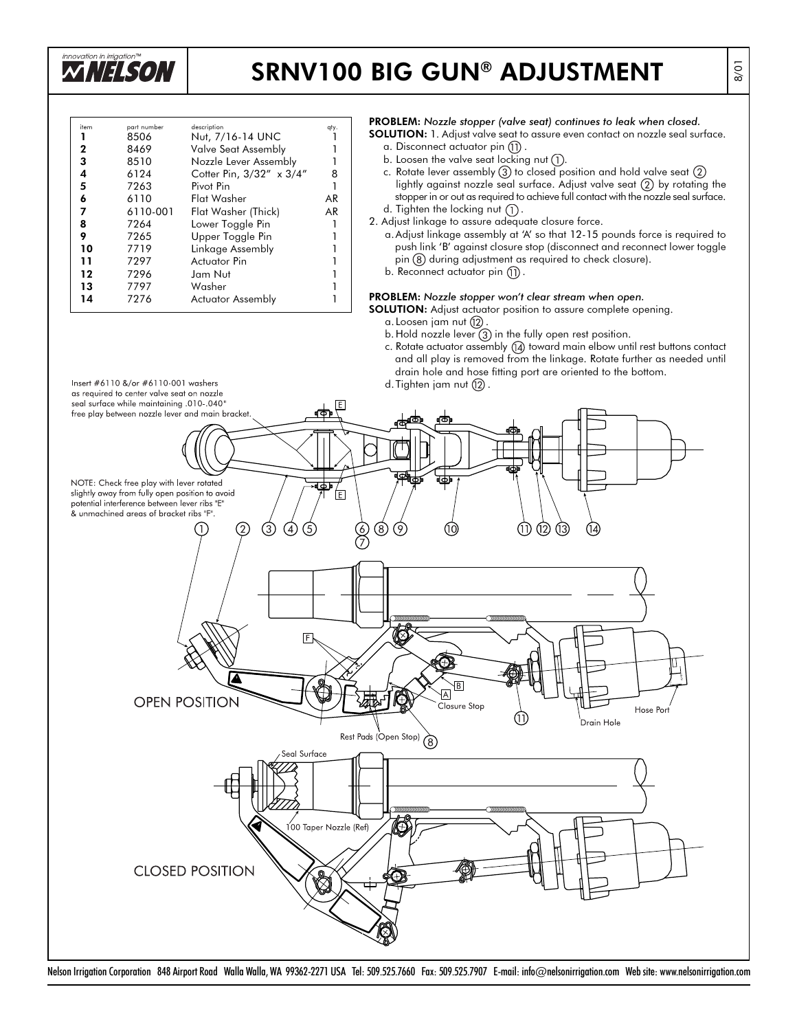# SRNV100 BIG GUN® ADJUSTMENT

| item | part number | description | qty. |
|---|---|---|---|
| 1 | 8506 | Nut, 7/16-14 UNC | 1 |
| 2 | 8469 | Valve Seat Assembly | 1 |
| 3 | 8510 | Nozzle Lever Assembly | 1 |
| 4 | 6124 | Cotter Pin, 3/32" x 3/4" | 8 |
| 5 | 7263 | Pivot Pin | 1 |
| 6 | 6110 | Flat Washer | AR |
| 7 | 6110-001 | Flat Washer (Thick) | AR |
| 8 | 7264 | Lower Toggle Pin | 1 |
| 9 | 7265 | Upper Toggle Pin | 1 |
| 10 | 7719 | Linkage Assembly | 1 |
| 11 | 7297 | Actuator Pin | 1 |
| 12 | 7296 | Jam Nut | 1 |
| 13 | 7797 | Washer | 1 |
| 14 | 7276 | Actuator Assembly | 1 |

**PROBLEM:** *Nozzle stopper (valve seat) continues to leak when closed.*

**SOLUTION:** 1. Adjust valve seat to assure even contact on nozzle seal surface.

a. Disconnect actuator pin (11).

b. Loosen the valve seat locking nut (1).

c. Rotate lever assembly (3) to closed position and hold valve seat (2) lightly against nozzle seal surface. Adjust valve seat (2) by rotating the stopper in or out as required to achieve full contact with the nozzle seal surface.

d. Tighten the locking nut (1).

2. Adjust linkage to assure adequate closure force.

a. Adjust linkage assembly at 'A' so that 12-15 pounds force is required to push link 'B' against closure stop (disconnect and reconnect lower toggle pin (8) during adjustment as required to check closure).

b. Reconnect actuator pin (11).

**PROBLEM:** *Nozzle stopper won't clear stream when open.*

**SOLUTION:** Adjust actuator position to assure complete opening.

a. Loosen jam nut (12).

b. Hold nozzle lever (3) in the fully open rest position.

c. Rotate actuator assembly (14) toward main elbow until rest buttons contact and all play is removed from the linkage. Rotate further as needed until drain hole and hose fitting port are oriented to the bottom.

d. Tighten jam nut (12).

Insert #6110 &/or #6110-001 washers as required to center valve seat on nozzle seal surface while maintaining .010-.040" free play between nozzle lever and main bracket.

NOTE: Check free play with lever rotated slightly away from fully open position to avoid potential interference between lever ribs "E" & unmachined areas of bracket ribs "F".

E

E

1 2 3 4 5 6 7 8 9 10 11 12 13 14

F

A

B

Closure Stop

11

Hose Port

Drain Hole

Rest Pads (Open Stop)

8

OPEN POSITION

Seal Surface

100 Taper Nozzle (Ref)

CLOSED POSITION

Nelson Irrigation Corporation 848 Airport Road Walla Walla, WA 99362-2271 USA Tel: 509.525.7660 Fax: 509.525.7907 E-mail: info@nelsonirrigation.com Web site: www.nelsonirrigation.com